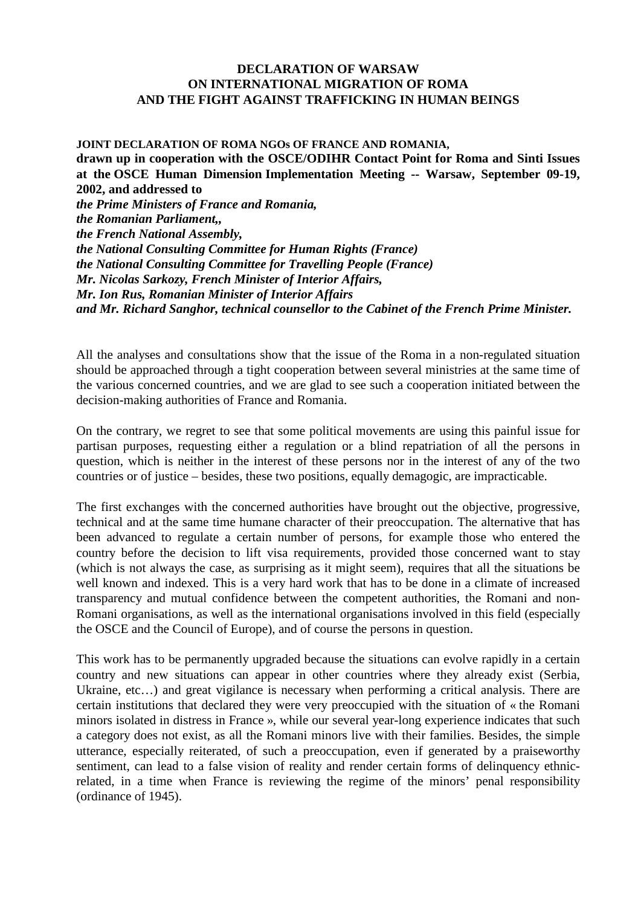# DECLARATION OF WARSAW
# ON INTERNATIONAL MIGRATION OF ROMA
# AND THE FIGHT AGAINST TRAFFICKING IN HUMAN BEINGS

**JOINT DECLARATION OF ROMA NGOs OF FRANCE AND ROMANIA,**
**drawn up in cooperation with the OSCE/ODIHR Contact Point for Roma and Sinti Issues at the OSCE Human Dimension Implementation Meeting -- Warsaw, September 09-19, 2002, and addressed to**
***the Prime Ministers of France and Romania,***
***the Romanian Parliament,,***
***the French National Assembly,***
***the National Consulting Committee for Human Rights (France)***
***the National Consulting Committee for Travelling People (France)***
***Mr. Nicolas Sarkozy, French Minister of Interior Affairs,***
***Mr. Ion Rus, Romanian Minister of Interior Affairs***
***and Mr. Richard Sanghor, technical counsellor to the Cabinet of the French Prime Minister.***

All the analyses and consultations show that the issue of the Roma in a non-regulated situation should be approached through a tight cooperation between several ministries at the same time of the various concerned countries, and we are glad to see such a cooperation initiated between the decision-making authorities of France and Romania.

On the contrary, we regret to see that some political movements are using this painful issue for partisan purposes, requesting either a regulation or a blind repatriation of all the persons in question, which is neither in the interest of these persons nor in the interest of any of the two countries or of justice – besides, these two positions, equally demagogic, are impracticable.

The first exchanges with the concerned authorities have brought out the objective, progressive, technical and at the same time humane character of their preoccupation. The alternative that has been advanced to regulate a certain number of persons, for example those who entered the country before the decision to lift visa requirements, provided those concerned want to stay (which is not always the case, as surprising as it might seem), requires that all the situations be well known and indexed. This is a very hard work that has to be done in a climate of increased transparency and mutual confidence between the competent authorities, the Romani and non-Romani organisations, as well as the international organisations involved in this field (especially the OSCE and the Council of Europe), and of course the persons in question.

This work has to be permanently upgraded because the situations can evolve rapidly in a certain country and new situations can appear in other countries where they already exist (Serbia, Ukraine, etc…) and great vigilance is necessary when performing a critical analysis. There are certain institutions that declared they were very preoccupied with the situation of « the Romani minors isolated in distress in France », while our several year-long experience indicates that such a category does not exist, as all the Romani minors live with their families. Besides, the simple utterance, especially reiterated, of such a preoccupation, even if generated by a praiseworthy sentiment, can lead to a false vision of reality and render certain forms of delinquency ethnic-related, in a time when France is reviewing the regime of the minors' penal responsibility (ordinance of 1945).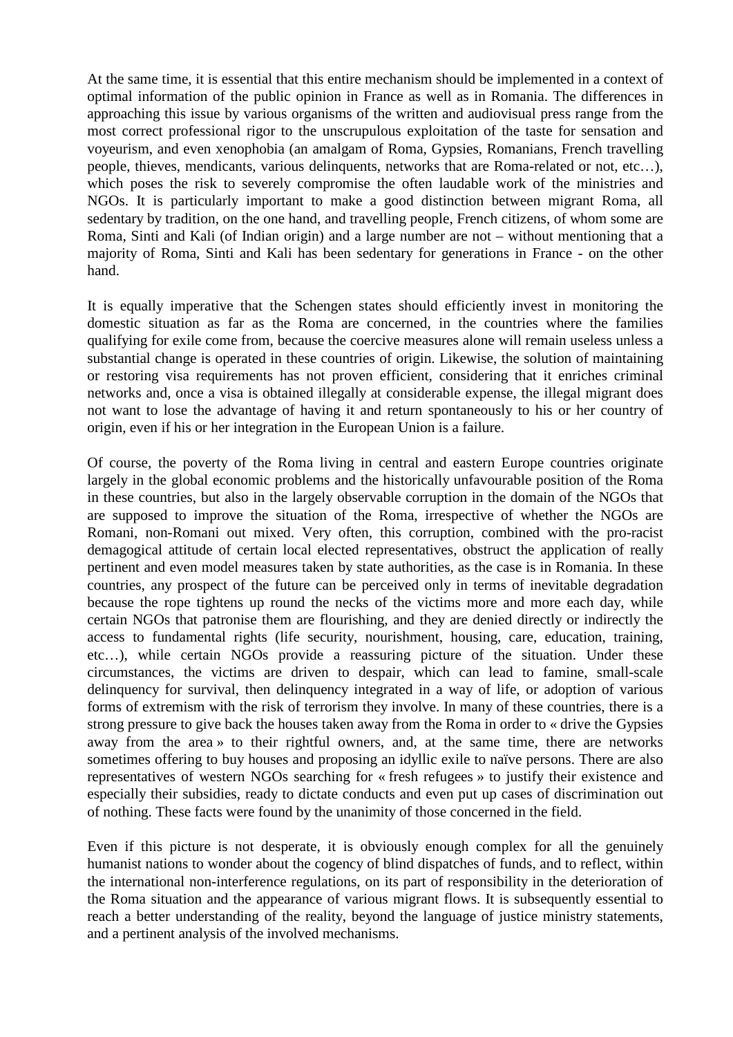At the same time, it is essential that this entire mechanism should be implemented in a context of optimal information of the public opinion in France as well as in Romania. The differences in approaching this issue by various organisms of the written and audiovisual press range from the most correct professional rigor to the unscrupulous exploitation of the taste for sensation and voyeurism, and even xenophobia (an amalgam of Roma, Gypsies, Romanians, French travelling people, thieves, mendicants, various delinquents, networks that are Roma-related or not, etc…), which poses the risk to severely compromise the often laudable work of the ministries and NGOs. It is particularly important to make a good distinction between migrant Roma, all sedentary by tradition, on the one hand, and travelling people, French citizens, of whom some are Roma, Sinti and Kali (of Indian origin) and a large number are not – without mentioning that a majority of Roma, Sinti and Kali has been sedentary for generations in France - on the other hand.

It is equally imperative that the Schengen states should efficiently invest in monitoring the domestic situation as far as the Roma are concerned, in the countries where the families qualifying for exile come from, because the coercive measures alone will remain useless unless a substantial change is operated in these countries of origin. Likewise, the solution of maintaining or restoring visa requirements has not proven efficient, considering that it enriches criminal networks and, once a visa is obtained illegally at considerable expense, the illegal migrant does not want to lose the advantage of having it and return spontaneously to his or her country of origin, even if his or her integration in the European Union is a failure.

Of course, the poverty of the Roma living in central and eastern Europe countries originate largely in the global economic problems and the historically unfavourable position of the Roma in these countries, but also in the largely observable corruption in the domain of the NGOs that are supposed to improve the situation of the Roma, irrespective of whether the NGOs are Romani, non-Romani out mixed. Very often, this corruption, combined with the pro-racist demagogical attitude of certain local elected representatives, obstruct the application of really pertinent and even model measures taken by state authorities, as the case is in Romania. In these countries, any prospect of the future can be perceived only in terms of inevitable degradation because the rope tightens up round the necks of the victims more and more each day, while certain NGOs that patronise them are flourishing, and they are denied directly or indirectly the access to fundamental rights (life security, nourishment, housing, care, education, training, etc…), while certain NGOs provide a reassuring picture of the situation. Under these circumstances, the victims are driven to despair, which can lead to famine, small-scale delinquency for survival, then delinquency integrated in a way of life, or adoption of various forms of extremism with the risk of terrorism they involve. In many of these countries, there is a strong pressure to give back the houses taken away from the Roma in order to « drive the Gypsies away from the area » to their rightful owners, and, at the same time, there are networks sometimes offering to buy houses and proposing an idyllic exile to naïve persons. There are also representatives of western NGOs searching for « fresh refugees » to justify their existence and especially their subsidies, ready to dictate conducts and even put up cases of discrimination out of nothing. These facts were found by the unanimity of those concerned in the field.

Even if this picture is not desperate, it is obviously enough complex for all the genuinely humanist nations to wonder about the cogency of blind dispatches of funds, and to reflect, within the international non-interference regulations, on its part of responsibility in the deterioration of the Roma situation and the appearance of various migrant flows. It is subsequently essential to reach a better understanding of the reality, beyond the language of justice ministry statements, and a pertinent analysis of the involved mechanisms.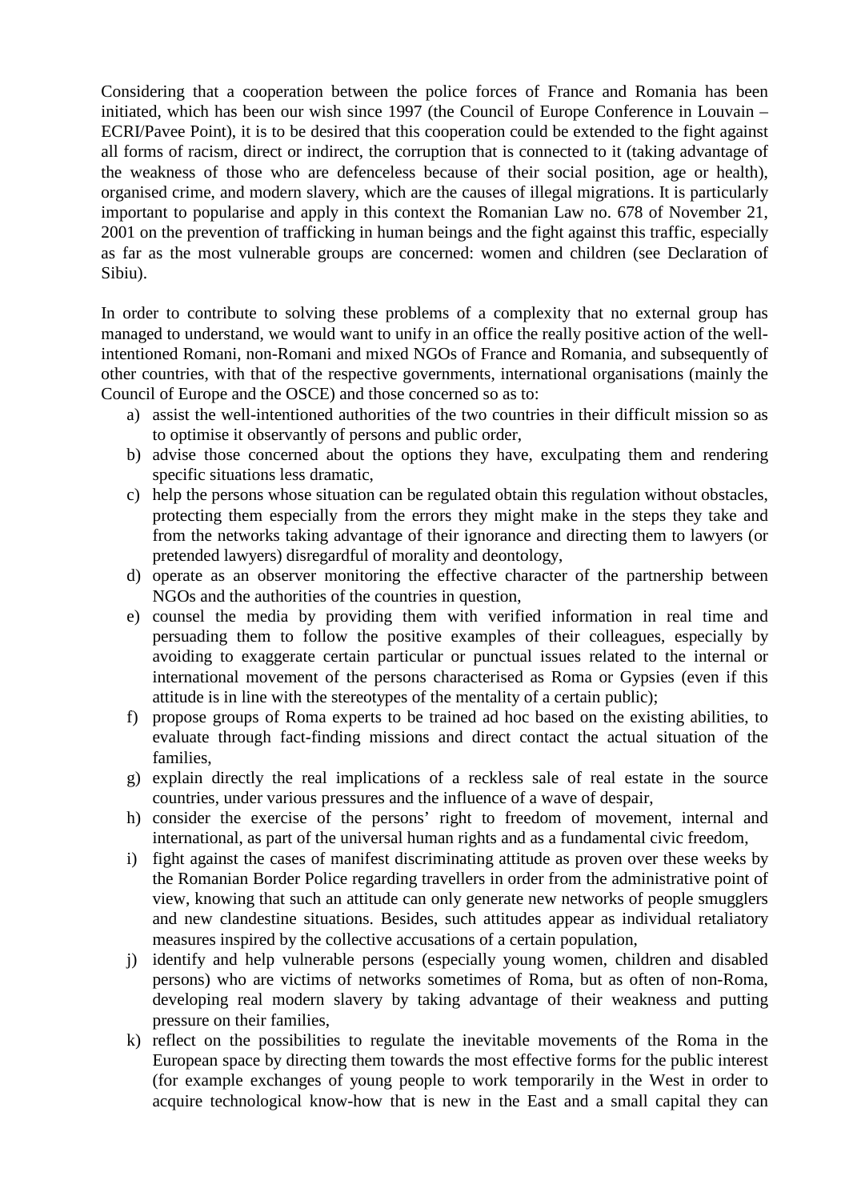Considering that a cooperation between the police forces of France and Romania has been initiated, which has been our wish since 1997 (the Council of Europe Conference in Louvain – ECRI/Pavee Point), it is to be desired that this cooperation could be extended to the fight against all forms of racism, direct or indirect, the corruption that is connected to it (taking advantage of the weakness of those who are defenceless because of their social position, age or health), organised crime, and modern slavery, which are the causes of illegal migrations. It is particularly important to popularise and apply in this context the Romanian Law no. 678 of November 21, 2001 on the prevention of trafficking in human beings and the fight against this traffic, especially as far as the most vulnerable groups are concerned: women and children (see Declaration of Sibiu).

In order to contribute to solving these problems of a complexity that no external group has managed to understand, we would want to unify in an office the really positive action of the well-intentioned Romani, non-Romani and mixed NGOs of France and Romania, and subsequently of other countries, with that of the respective governments, international organisations (mainly the Council of Europe and the OSCE) and those concerned so as to:

a) assist the well-intentioned authorities of the two countries in their difficult mission so as to optimise it observantly of persons and public order,
b) advise those concerned about the options they have, exculpating them and rendering specific situations less dramatic,
c) help the persons whose situation can be regulated obtain this regulation without obstacles, protecting them especially from the errors they might make in the steps they take and from the networks taking advantage of their ignorance and directing them to lawyers (or pretended lawyers) disregardful of morality and deontology,
d) operate as an observer monitoring the effective character of the partnership between NGOs and the authorities of the countries in question,
e) counsel the media by providing them with verified information in real time and persuading them to follow the positive examples of their colleagues, especially by avoiding to exaggerate certain particular or punctual issues related to the internal or international movement of the persons characterised as Roma or Gypsies (even if this attitude is in line with the stereotypes of the mentality of a certain public);
f) propose groups of Roma experts to be trained ad hoc based on the existing abilities, to evaluate through fact-finding missions and direct contact the actual situation of the families,
g) explain directly the real implications of a reckless sale of real estate in the source countries, under various pressures and the influence of a wave of despair,
h) consider the exercise of the persons' right to freedom of movement, internal and international, as part of the universal human rights and as a fundamental civic freedom,
i) fight against the cases of manifest discriminating attitude as proven over these weeks by the Romanian Border Police regarding travellers in order from the administrative point of view, knowing that such an attitude can only generate new networks of people smugglers and new clandestine situations. Besides, such attitudes appear as individual retaliatory measures inspired by the collective accusations of a certain population,
j) identify and help vulnerable persons (especially young women, children and disabled persons) who are victims of networks sometimes of Roma, but as often of non-Roma, developing real modern slavery by taking advantage of their weakness and putting pressure on their families,
k) reflect on the possibilities to regulate the inevitable movements of the Roma in the European space by directing them towards the most effective forms for the public interest (for example exchanges of young people to work temporarily in the West in order to acquire technological know-how that is new in the East and a small capital they can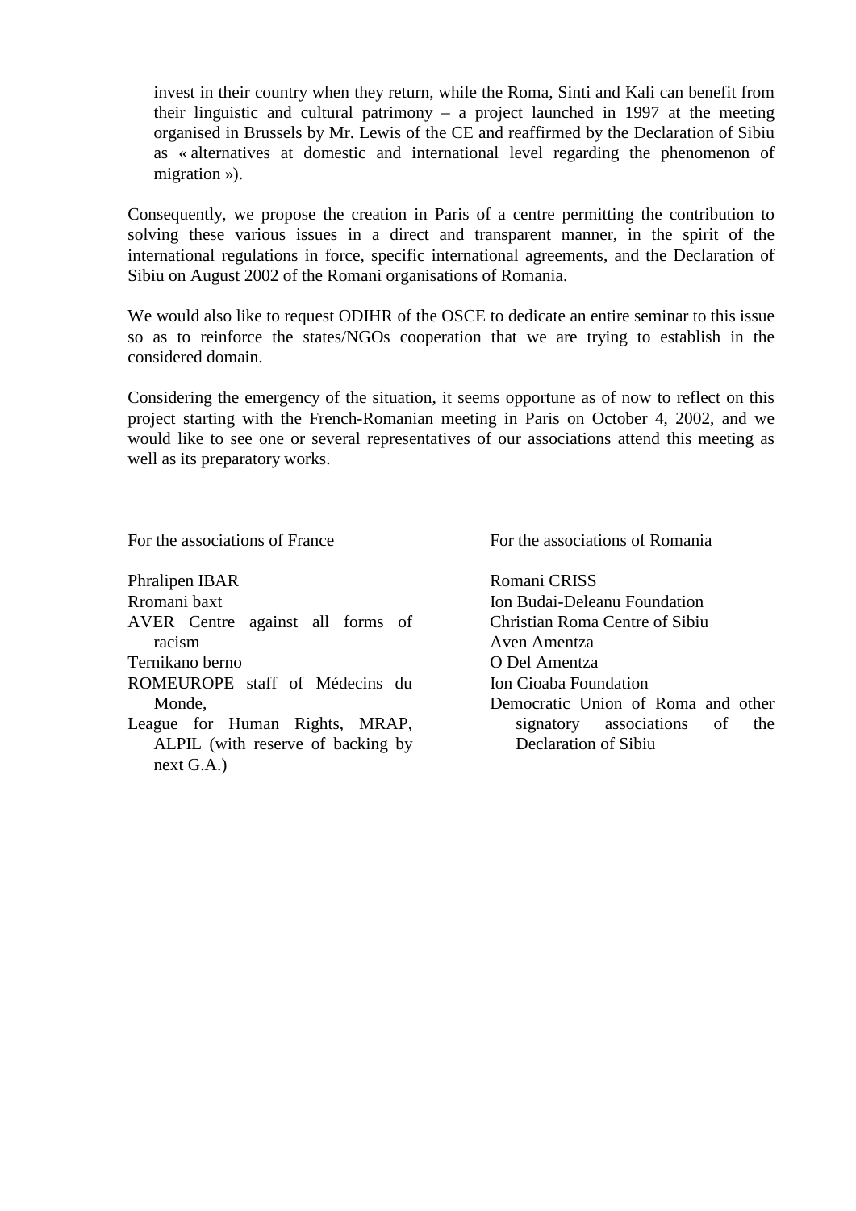invest in their country when they return, while the Roma, Sinti and Kali can benefit from their linguistic and cultural patrimony – a project launched in 1997 at the meeting organised in Brussels by Mr. Lewis of the CE and reaffirmed by the Declaration of Sibiu as « alternatives at domestic and international level regarding the phenomenon of migration »).

Consequently, we propose the creation in Paris of a centre permitting the contribution to solving these various issues in a direct and transparent manner, in the spirit of the international regulations in force, specific international agreements, and the Declaration of Sibiu on August 2002 of the Romani organisations of Romania.

We would also like to request ODIHR of the OSCE to dedicate an entire seminar to this issue so as to reinforce the states/NGOs cooperation that we are trying to establish in the considered domain.

Considering the emergency of the situation, it seems opportune as of now to reflect on this project starting with the French-Romanian meeting in Paris on October 4, 2002, and we would like to see one or several representatives of our associations attend this meeting as well as its preparatory works.

For the associations of France

Phralipen IBAR
Rromani baxt
AVER Centre against all forms of racism
Ternikano berno
ROMEUROPE staff of Médecins du Monde,
League for Human Rights, MRAP, ALPIL (with reserve of backing by next G.A.)

For the associations of Romania

Romani CRISS
Ion Budai-Deleanu Foundation
Christian Roma Centre of Sibiu
Aven Amentza
O Del Amentza
Ion Cioaba Foundation
Democratic Union of Roma and other signatory associations of the Declaration of Sibiu